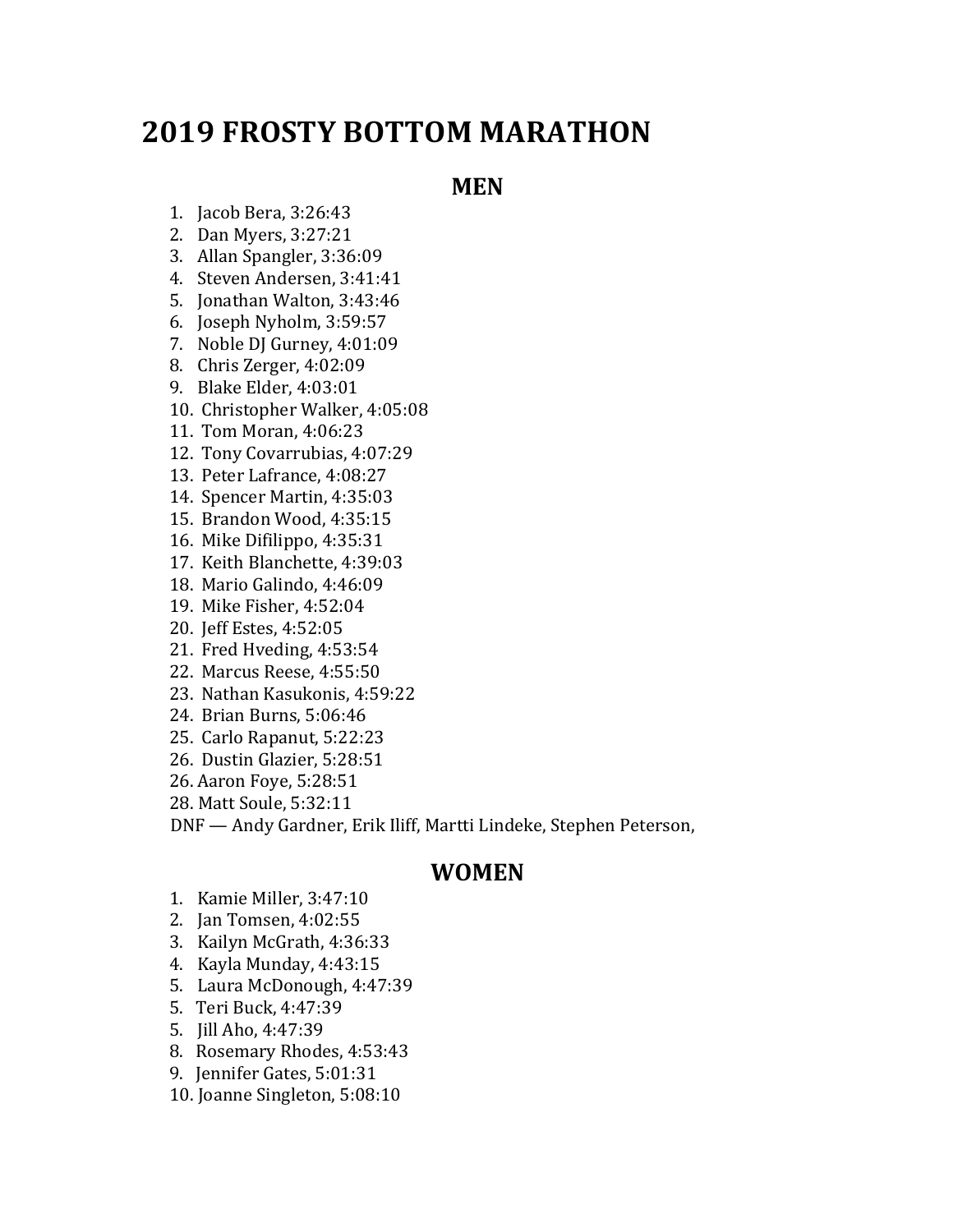# 2019 FROSTY BOTTOM MARATHON

## MEN

1. Jacob Bera, 3:26:43
2. Dan Myers, 3:27:21
3. Allan Spangler, 3:36:09
4. Steven Andersen, 3:41:41
5. Jonathan Walton, 3:43:46
6. Joseph Nyholm, 3:59:57
7. Noble DJ Gurney, 4:01:09
8. Chris Zerger, 4:02:09
9. Blake Elder, 4:03:01
10. Christopher Walker, 4:05:08
11. Tom Moran, 4:06:23
12. Tony Covarrubias, 4:07:29
13. Peter Lafrance, 4:08:27
14. Spencer Martin, 4:35:03
15. Brandon Wood, 4:35:15
16. Mike Difilippo, 4:35:31
17. Keith Blanchette, 4:39:03
18. Mario Galindo, 4:46:09
19. Mike Fisher, 4:52:04
20. Jeff Estes, 4:52:05
21. Fred Hveding, 4:53:54
22. Marcus Reese, 4:55:50
23. Nathan Kasukonis, 4:59:22
24. Brian Burns, 5:06:46
25. Carlo Rapanut, 5:22:23
26. Dustin Glazier, 5:28:51
26. Aaron Foye, 5:28:51
28. Matt Soule, 5:32:11

DNF — Andy Gardner, Erik Iliff, Martti Lindeke, Stephen Peterson,

## WOMEN

1. Kamie Miller, 3:47:10
2. Jan Tomsen, 4:02:55
3. Kailyn McGrath, 4:36:33
4. Kayla Munday, 4:43:15
5. Laura McDonough, 4:47:39
5. Teri Buck, 4:47:39
5. Jill Aho, 4:47:39
8. Rosemary Rhodes, 4:53:43
9. Jennifer Gates, 5:01:31
10. Joanne Singleton, 5:08:10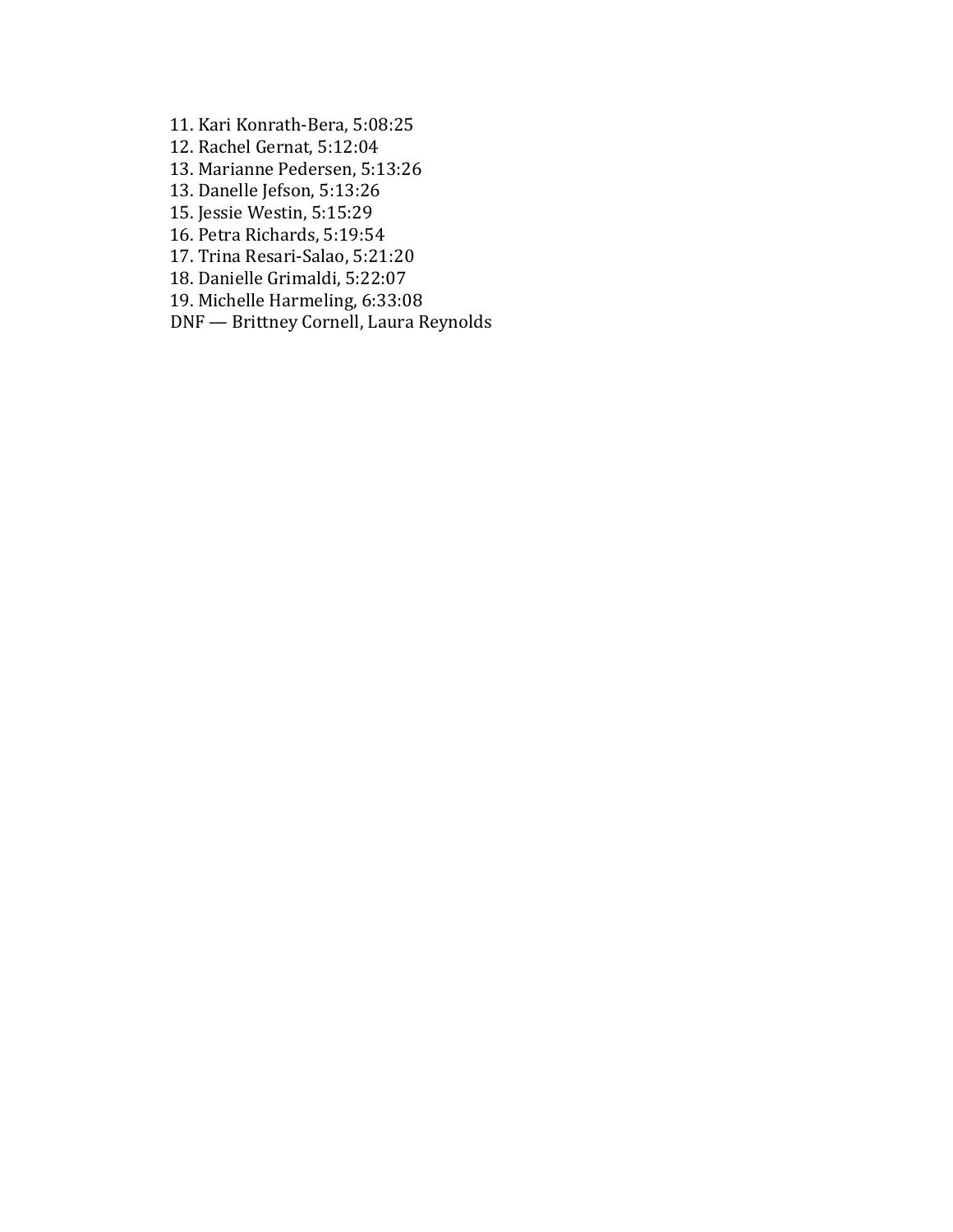11. Kari Konrath-Bera, 5:08:25
12. Rachel Gernat, 5:12:04
13. Marianne Pedersen, 5:13:26
13. Danelle Jefson, 5:13:26
15. Jessie Westin, 5:15:29
16. Petra Richards, 5:19:54
17. Trina Resari-Salao, 5:21:20
18. Danielle Grimaldi, 5:22:07
19. Michelle Harmeling, 6:33:08

DNF — Brittney Cornell, Laura Reynolds